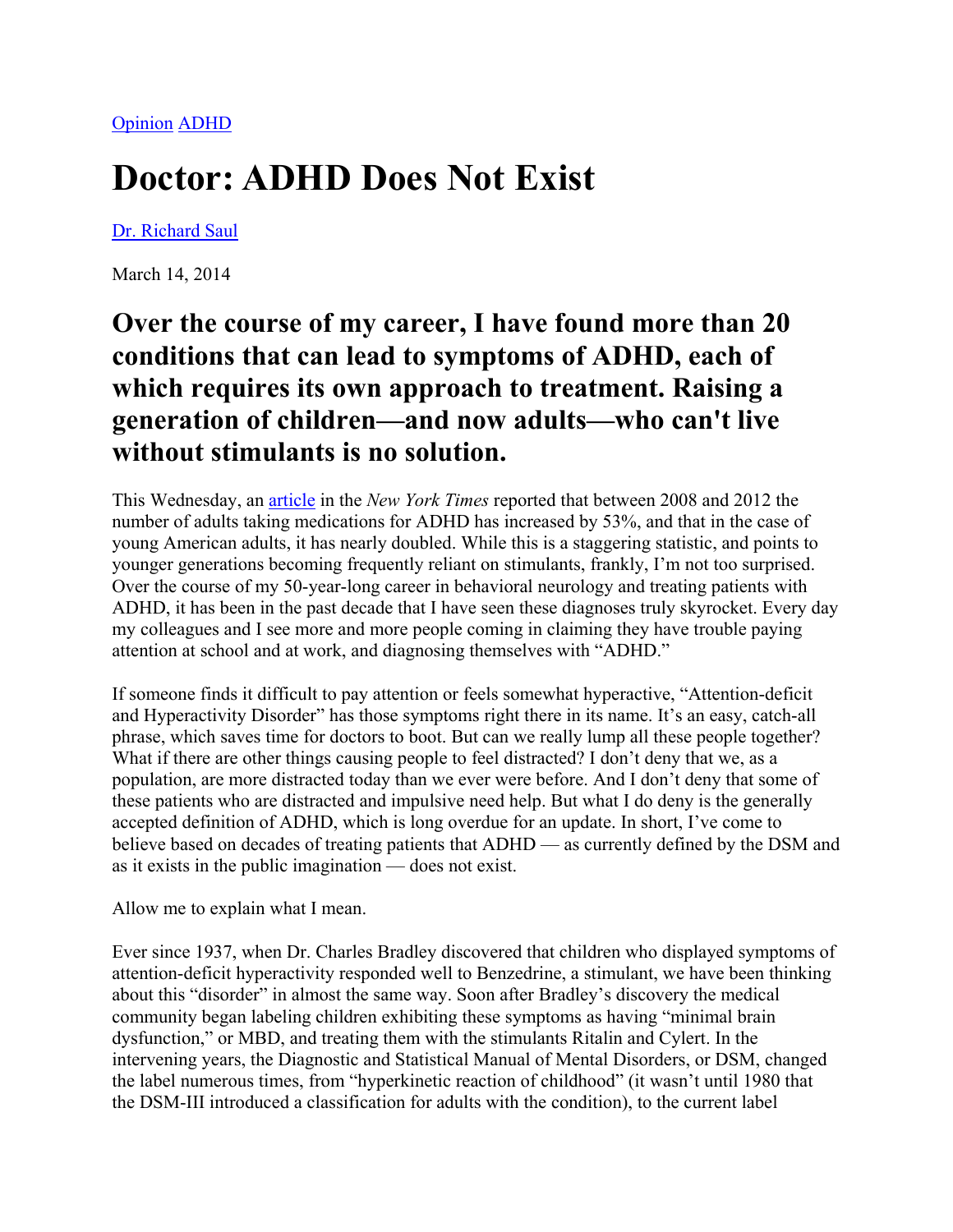Opinion ADHD

# Doctor: ADHD Does Not Exist

Dr. Richard Saul

March 14, 2014

## Over the course of my career, I have found more than 20 conditions that can lead to symptoms of ADHD, each of which requires its own approach to treatment. Raising a generation of children—and now adults—who can't live without stimulants is no solution.

This Wednesday, an article in the *New York Times* reported that between 2008 and 2012 the number of adults taking medications for ADHD has increased by 53%, and that in the case of young American adults, it has nearly doubled. While this is a staggering statistic, and points to younger generations becoming frequently reliant on stimulants, frankly, I'm not too surprised. Over the course of my 50-year-long career in behavioral neurology and treating patients with ADHD, it has been in the past decade that I have seen these diagnoses truly skyrocket. Every day my colleagues and I see more and more people coming in claiming they have trouble paying attention at school and at work, and diagnosing themselves with "ADHD."

If someone finds it difficult to pay attention or feels somewhat hyperactive, "Attention-deficit and Hyperactivity Disorder" has those symptoms right there in its name. It's an easy, catch-all phrase, which saves time for doctors to boot. But can we really lump all these people together? What if there are other things causing people to feel distracted? I don't deny that we, as a population, are more distracted today than we ever were before. And I don't deny that some of these patients who are distracted and impulsive need help. But what I do deny is the generally accepted definition of ADHD, which is long overdue for an update. In short, I've come to believe based on decades of treating patients that ADHD — as currently defined by the DSM and as it exists in the public imagination — does not exist.

Allow me to explain what I mean.

Ever since 1937, when Dr. Charles Bradley discovered that children who displayed symptoms of attention-deficit hyperactivity responded well to Benzedrine, a stimulant, we have been thinking about this "disorder" in almost the same way. Soon after Bradley's discovery the medical community began labeling children exhibiting these symptoms as having "minimal brain dysfunction," or MBD, and treating them with the stimulants Ritalin and Cylert. In the intervening years, the Diagnostic and Statistical Manual of Mental Disorders, or DSM, changed the label numerous times, from "hyperkinetic reaction of childhood" (it wasn't until 1980 that the DSM-III introduced a classification for adults with the condition), to the current label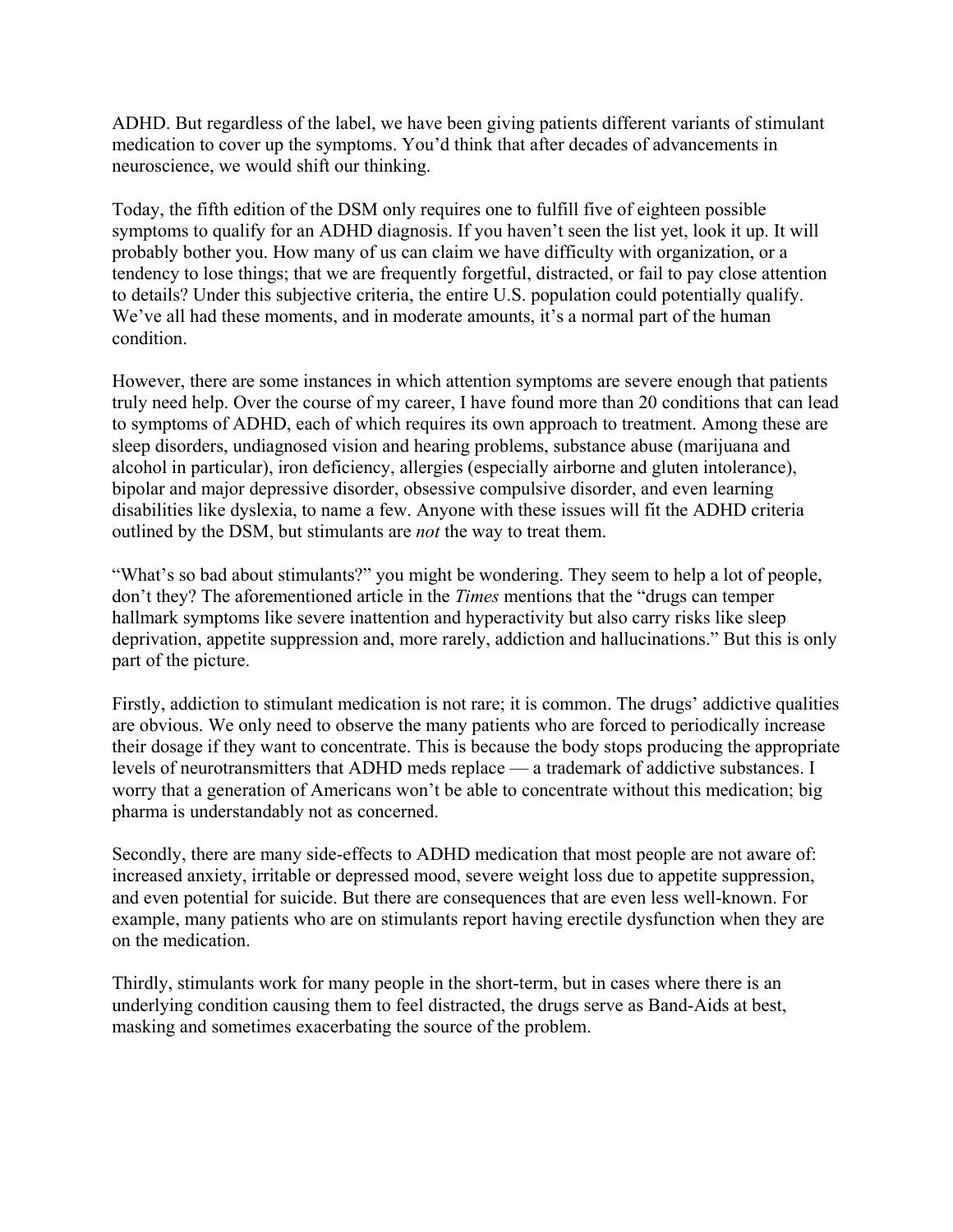ADHD. But regardless of the label, we have been giving patients different variants of stimulant medication to cover up the symptoms. You'd think that after decades of advancements in neuroscience, we would shift our thinking.

Today, the fifth edition of the DSM only requires one to fulfill five of eighteen possible symptoms to qualify for an ADHD diagnosis. If you haven't seen the list yet, look it up. It will probably bother you. How many of us can claim we have difficulty with organization, or a tendency to lose things; that we are frequently forgetful, distracted, or fail to pay close attention to details? Under this subjective criteria, the entire U.S. population could potentially qualify. We've all had these moments, and in moderate amounts, it's a normal part of the human condition.

However, there are some instances in which attention symptoms are severe enough that patients truly need help. Over the course of my career, I have found more than 20 conditions that can lead to symptoms of ADHD, each of which requires its own approach to treatment. Among these are sleep disorders, undiagnosed vision and hearing problems, substance abuse (marijuana and alcohol in particular), iron deficiency, allergies (especially airborne and gluten intolerance), bipolar and major depressive disorder, obsessive compulsive disorder, and even learning disabilities like dyslexia, to name a few. Anyone with these issues will fit the ADHD criteria outlined by the DSM, but stimulants are *not* the way to treat them.

"What's so bad about stimulants?" you might be wondering. They seem to help a lot of people, don't they? The aforementioned article in the *Times* mentions that the "drugs can temper hallmark symptoms like severe inattention and hyperactivity but also carry risks like sleep deprivation, appetite suppression and, more rarely, addiction and hallucinations." But this is only part of the picture.

Firstly, addiction to stimulant medication is not rare; it is common. The drugs' addictive qualities are obvious. We only need to observe the many patients who are forced to periodically increase their dosage if they want to concentrate. This is because the body stops producing the appropriate levels of neurotransmitters that ADHD meds replace — a trademark of addictive substances. I worry that a generation of Americans won't be able to concentrate without this medication; big pharma is understandably not as concerned.

Secondly, there are many side-effects to ADHD medication that most people are not aware of: increased anxiety, irritable or depressed mood, severe weight loss due to appetite suppression, and even potential for suicide. But there are consequences that are even less well-known. For example, many patients who are on stimulants report having erectile dysfunction when they are on the medication.

Thirdly, stimulants work for many people in the short-term, but in cases where there is an underlying condition causing them to feel distracted, the drugs serve as Band-Aids at best, masking and sometimes exacerbating the source of the problem.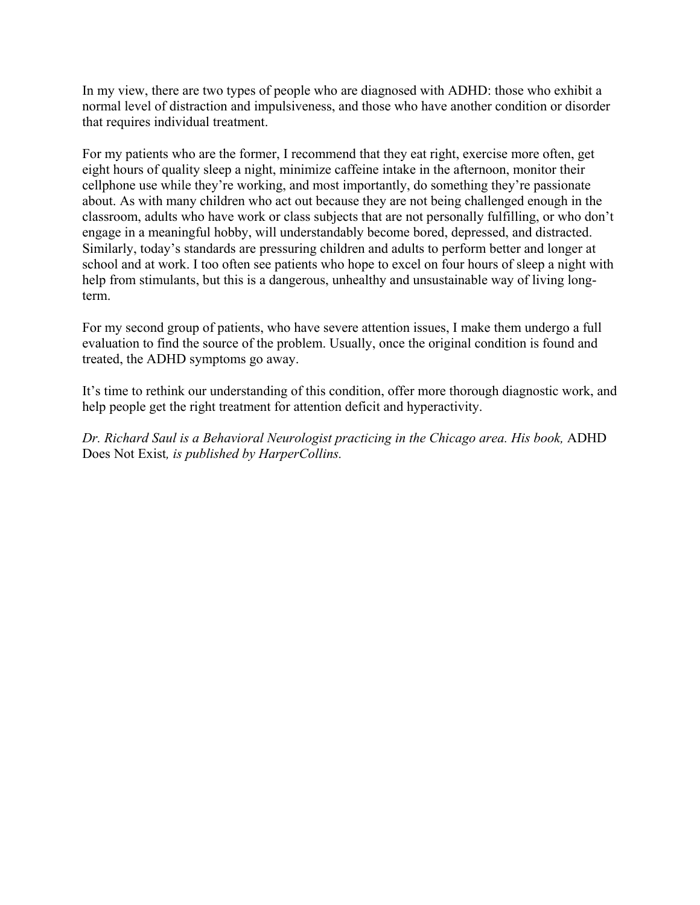In my view, there are two types of people who are diagnosed with ADHD: those who exhibit a normal level of distraction and impulsiveness, and those who have another condition or disorder that requires individual treatment.

For my patients who are the former, I recommend that they eat right, exercise more often, get eight hours of quality sleep a night, minimize caffeine intake in the afternoon, monitor their cellphone use while they're working, and most importantly, do something they're passionate about. As with many children who act out because they are not being challenged enough in the classroom, adults who have work or class subjects that are not personally fulfilling, or who don't engage in a meaningful hobby, will understandably become bored, depressed, and distracted. Similarly, today's standards are pressuring children and adults to perform better and longer at school and at work. I too often see patients who hope to excel on four hours of sleep a night with help from stimulants, but this is a dangerous, unhealthy and unsustainable way of living long-term.

For my second group of patients, who have severe attention issues, I make them undergo a full evaluation to find the source of the problem. Usually, once the original condition is found and treated, the ADHD symptoms go away.

It's time to rethink our understanding of this condition, offer more thorough diagnostic work, and help people get the right treatment for attention deficit and hyperactivity.

*Dr. Richard Saul is a Behavioral Neurologist practicing in the Chicago area. His book,* ADHD Does Not Exist*, is published by HarperCollins.*